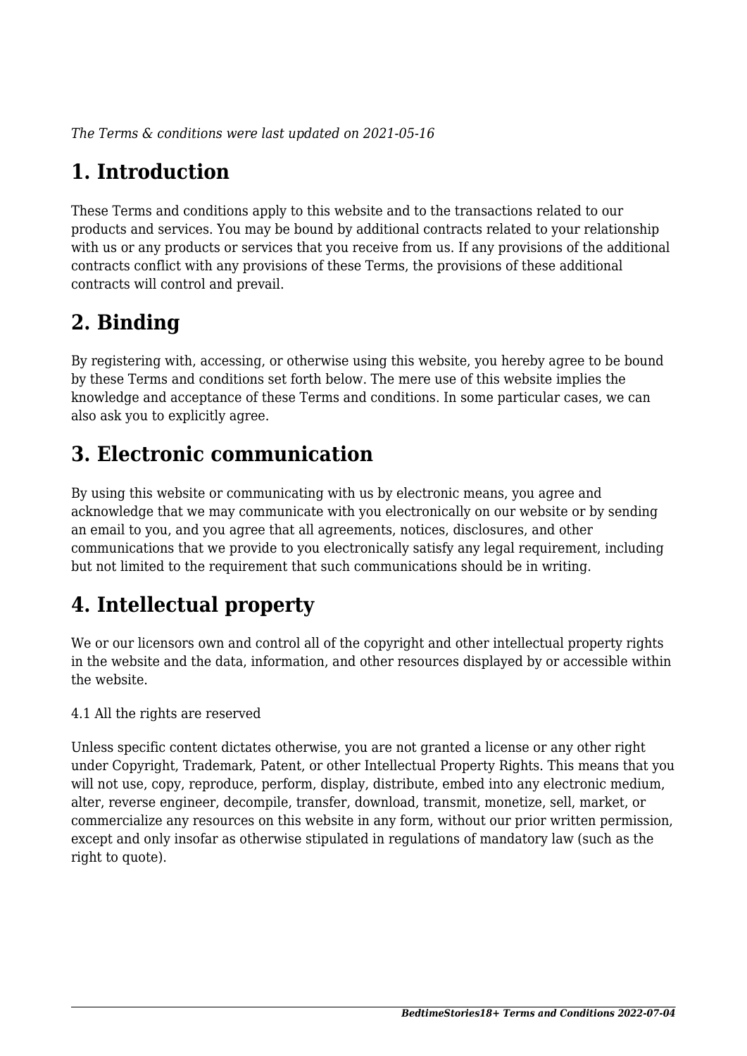*The Terms & conditions were last updated on 2021-05-16*

# 1. Introduction

These Terms and conditions apply to this website and to the transactions related to our products and services. You may be bound by additional contracts related to your relationship with us or any products or services that you receive from us. If any provisions of the additional contracts conflict with any provisions of these Terms, the provisions of these additional contracts will control and prevail.

# 2. Binding

By registering with, accessing, or otherwise using this website, you hereby agree to be bound by these Terms and conditions set forth below. The mere use of this website implies the knowledge and acceptance of these Terms and conditions. In some particular cases, we can also ask you to explicitly agree.

# 3. Electronic communication

By using this website or communicating with us by electronic means, you agree and acknowledge that we may communicate with you electronically on our website or by sending an email to you, and you agree that all agreements, notices, disclosures, and other communications that we provide to you electronically satisfy any legal requirement, including but not limited to the requirement that such communications should be in writing.

# 4. Intellectual property

We or our licensors own and control all of the copyright and other intellectual property rights in the website and the data, information, and other resources displayed by or accessible within the website.

4.1 All the rights are reserved

Unless specific content dictates otherwise, you are not granted a license or any other right under Copyright, Trademark, Patent, or other Intellectual Property Rights. This means that you will not use, copy, reproduce, perform, display, distribute, embed into any electronic medium, alter, reverse engineer, decompile, transfer, download, transmit, monetize, sell, market, or commercialize any resources on this website in any form, without our prior written permission, except and only insofar as otherwise stipulated in regulations of mandatory law (such as the right to quote).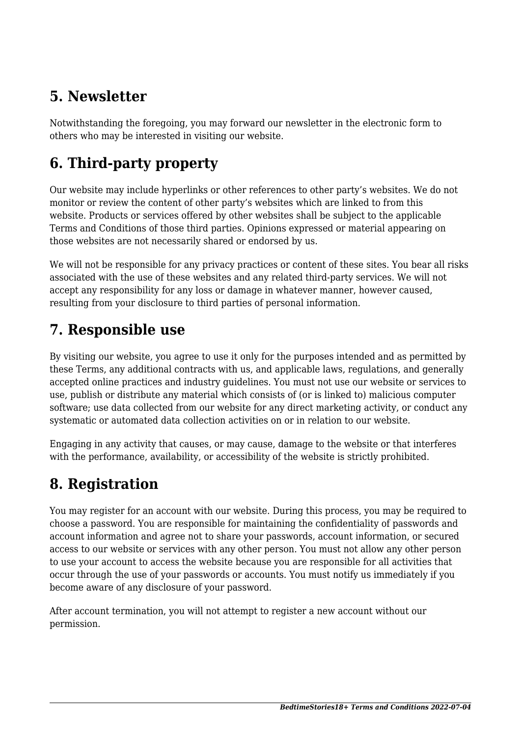## 5. Newsletter

Notwithstanding the foregoing, you may forward our newsletter in the electronic form to others who may be interested in visiting our website.

## 6. Third-party property

Our website may include hyperlinks or other references to other party's websites. We do not monitor or review the content of other party's websites which are linked to from this website. Products or services offered by other websites shall be subject to the applicable Terms and Conditions of those third parties. Opinions expressed or material appearing on those websites are not necessarily shared or endorsed by us.

We will not be responsible for any privacy practices or content of these sites. You bear all risks associated with the use of these websites and any related third-party services. We will not accept any responsibility for any loss or damage in whatever manner, however caused, resulting from your disclosure to third parties of personal information.

## 7. Responsible use

By visiting our website, you agree to use it only for the purposes intended and as permitted by these Terms, any additional contracts with us, and applicable laws, regulations, and generally accepted online practices and industry guidelines. You must not use our website or services to use, publish or distribute any material which consists of (or is linked to) malicious computer software; use data collected from our website for any direct marketing activity, or conduct any systematic or automated data collection activities on or in relation to our website.

Engaging in any activity that causes, or may cause, damage to the website or that interferes with the performance, availability, or accessibility of the website is strictly prohibited.

## 8. Registration

You may register for an account with our website. During this process, you may be required to choose a password. You are responsible for maintaining the confidentiality of passwords and account information and agree not to share your passwords, account information, or secured access to our website or services with any other person. You must not allow any other person to use your account to access the website because you are responsible for all activities that occur through the use of your passwords or accounts. You must notify us immediately if you become aware of any disclosure of your password.

After account termination, you will not attempt to register a new account without our permission.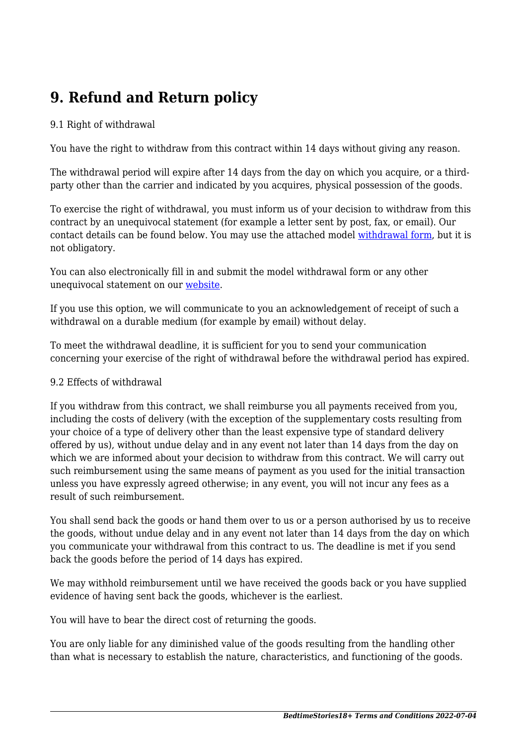# 9. Refund and Return policy

9.1 Right of withdrawal

You have the right to withdraw from this contract within 14 days without giving any reason.

The withdrawal period will expire after 14 days from the day on which you acquire, or a third-party other than the carrier and indicated by you acquires, physical possession of the goods.

To exercise the right of withdrawal, you must inform us of your decision to withdraw from this contract by an unequivocal statement (for example a letter sent by post, fax, or email). Our contact details can be found below. You may use the attached model withdrawal form, but it is not obligatory.

You can also electronically fill in and submit the model withdrawal form or any other unequivocal statement on our website.

If you use this option, we will communicate to you an acknowledgement of receipt of such a withdrawal on a durable medium (for example by email) without delay.

To meet the withdrawal deadline, it is sufficient for you to send your communication concerning your exercise of the right of withdrawal before the withdrawal period has expired.

9.2 Effects of withdrawal

If you withdraw from this contract, we shall reimburse you all payments received from you, including the costs of delivery (with the exception of the supplementary costs resulting from your choice of a type of delivery other than the least expensive type of standard delivery offered by us), without undue delay and in any event not later than 14 days from the day on which we are informed about your decision to withdraw from this contract. We will carry out such reimbursement using the same means of payment as you used for the initial transaction unless you have expressly agreed otherwise; in any event, you will not incur any fees as a result of such reimbursement.

You shall send back the goods or hand them over to us or a person authorised by us to receive the goods, without undue delay and in any event not later than 14 days from the day on which you communicate your withdrawal from this contract to us. The deadline is met if you send back the goods before the period of 14 days has expired.

We may withhold reimbursement until we have received the goods back or you have supplied evidence of having sent back the goods, whichever is the earliest.

You will have to bear the direct cost of returning the goods.

You are only liable for any diminished value of the goods resulting from the handling other than what is necessary to establish the nature, characteristics, and functioning of the goods.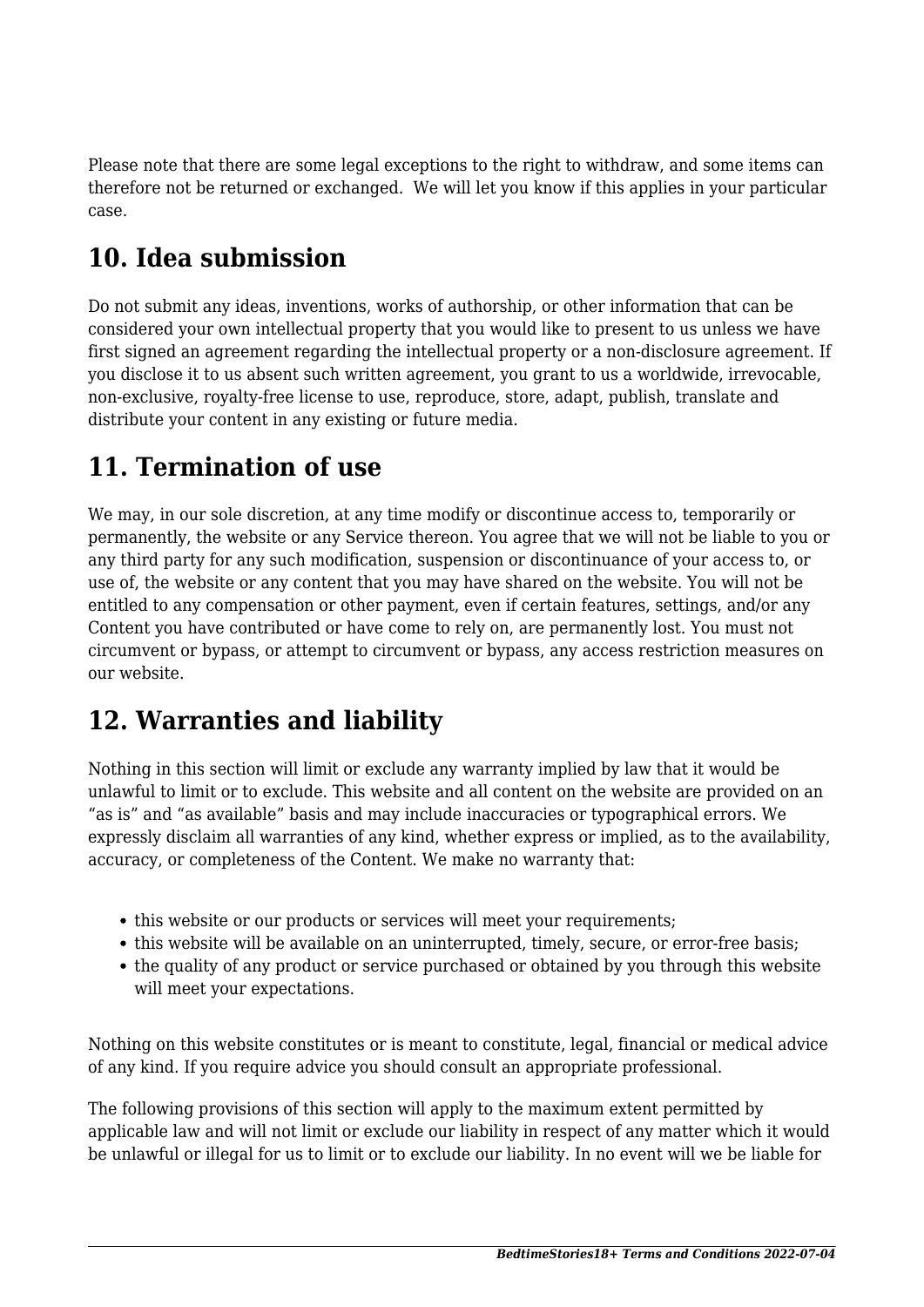Please note that there are some legal exceptions to the right to withdraw, and some items can therefore not be returned or exchanged.  We will let you know if this applies in your particular case.

## 10. Idea submission

Do not submit any ideas, inventions, works of authorship, or other information that can be considered your own intellectual property that you would like to present to us unless we have first signed an agreement regarding the intellectual property or a non-disclosure agreement. If you disclose it to us absent such written agreement, you grant to us a worldwide, irrevocable, non-exclusive, royalty-free license to use, reproduce, store, adapt, publish, translate and distribute your content in any existing or future media.

## 11. Termination of use

We may, in our sole discretion, at any time modify or discontinue access to, temporarily or permanently, the website or any Service thereon. You agree that we will not be liable to you or any third party for any such modification, suspension or discontinuance of your access to, or use of, the website or any content that you may have shared on the website. You will not be entitled to any compensation or other payment, even if certain features, settings, and/or any Content you have contributed or have come to rely on, are permanently lost. You must not circumvent or bypass, or attempt to circumvent or bypass, any access restriction measures on our website.

## 12. Warranties and liability

Nothing in this section will limit or exclude any warranty implied by law that it would be unlawful to limit or to exclude. This website and all content on the website are provided on an "as is" and "as available" basis and may include inaccuracies or typographical errors. We expressly disclaim all warranties of any kind, whether express or implied, as to the availability, accuracy, or completeness of the Content. We make no warranty that:

- this website or our products or services will meet your requirements;
- this website will be available on an uninterrupted, timely, secure, or error-free basis;
- the quality of any product or service purchased or obtained by you through this website will meet your expectations.

Nothing on this website constitutes or is meant to constitute, legal, financial or medical advice of any kind. If you require advice you should consult an appropriate professional.

The following provisions of this section will apply to the maximum extent permitted by applicable law and will not limit or exclude our liability in respect of any matter which it would be unlawful or illegal for us to limit or to exclude our liability. In no event will we be liable for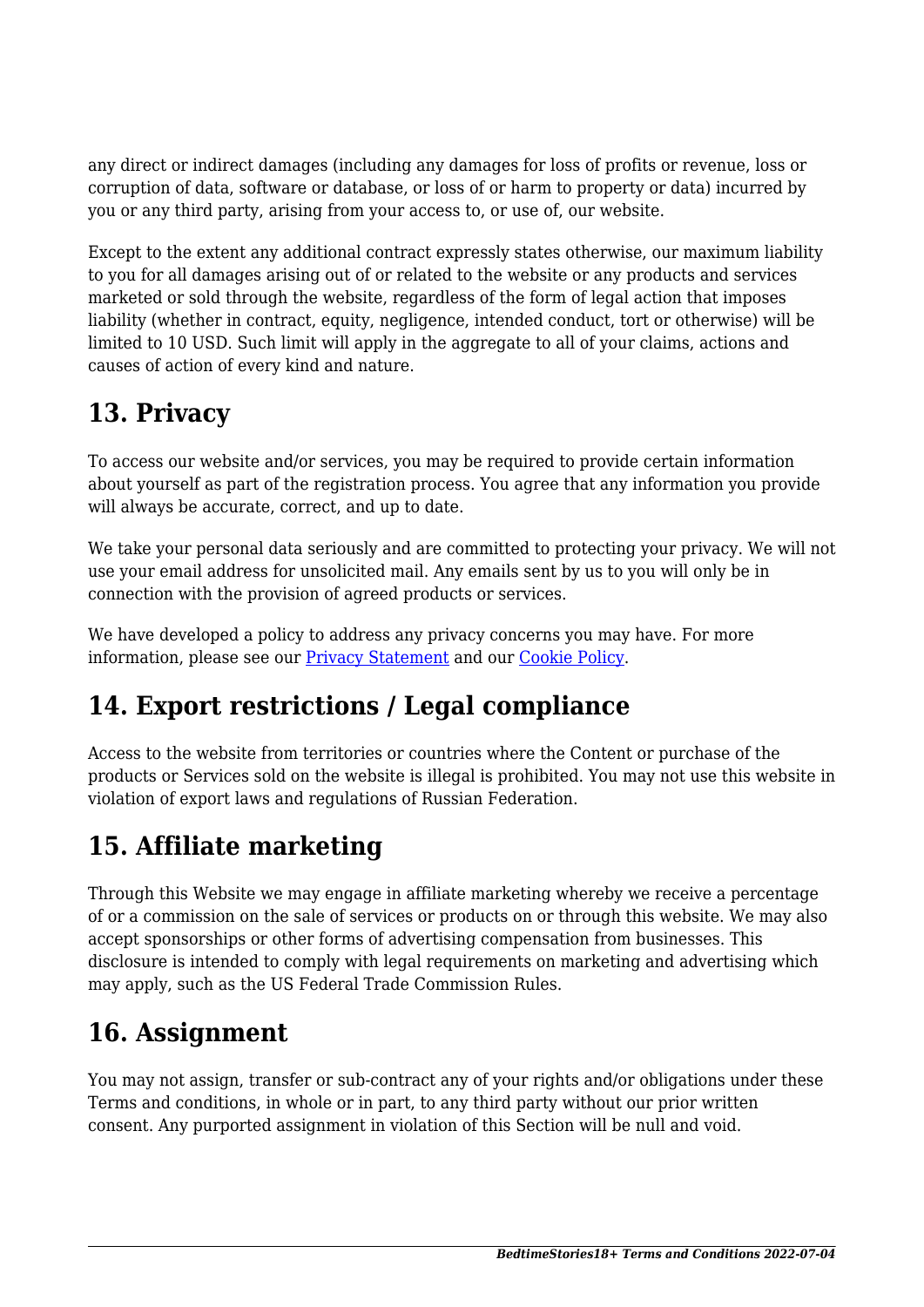any direct or indirect damages (including any damages for loss of profits or revenue, loss or corruption of data, software or database, or loss of or harm to property or data) incurred by you or any third party, arising from your access to, or use of, our website.

Except to the extent any additional contract expressly states otherwise, our maximum liability to you for all damages arising out of or related to the website or any products and services marketed or sold through the website, regardless of the form of legal action that imposes liability (whether in contract, equity, negligence, intended conduct, tort or otherwise) will be limited to 10 USD. Such limit will apply in the aggregate to all of your claims, actions and causes of action of every kind and nature.

## 13. Privacy

To access our website and/or services, you may be required to provide certain information about yourself as part of the registration process. You agree that any information you provide will always be accurate, correct, and up to date.

We take your personal data seriously and are committed to protecting your privacy. We will not use your email address for unsolicited mail. Any emails sent by us to you will only be in connection with the provision of agreed products or services.

We have developed a policy to address any privacy concerns you may have. For more information, please see our Privacy Statement and our Cookie Policy.

## 14. Export restrictions / Legal compliance

Access to the website from territories or countries where the Content or purchase of the products or Services sold on the website is illegal is prohibited. You may not use this website in violation of export laws and regulations of Russian Federation.

## 15. Affiliate marketing

Through this Website we may engage in affiliate marketing whereby we receive a percentage of or a commission on the sale of services or products on or through this website. We may also accept sponsorships or other forms of advertising compensation from businesses. This disclosure is intended to comply with legal requirements on marketing and advertising which may apply, such as the US Federal Trade Commission Rules.

## 16. Assignment

You may not assign, transfer or sub-contract any of your rights and/or obligations under these Terms and conditions, in whole or in part, to any third party without our prior written consent. Any purported assignment in violation of this Section will be null and void.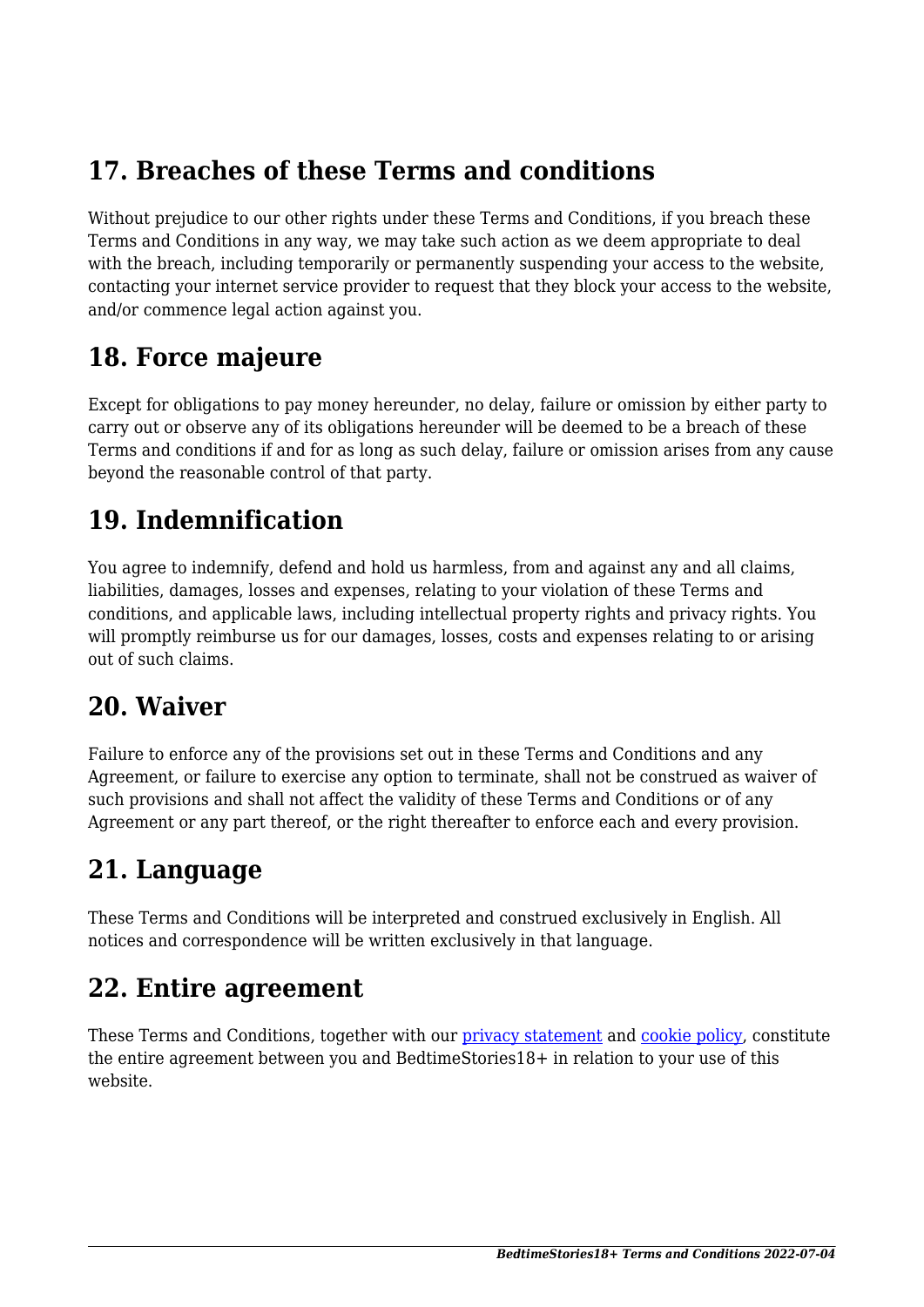## 17. Breaches of these Terms and conditions

Without prejudice to our other rights under these Terms and Conditions, if you breach these Terms and Conditions in any way, we may take such action as we deem appropriate to deal with the breach, including temporarily or permanently suspending your access to the website, contacting your internet service provider to request that they block your access to the website, and/or commence legal action against you.

## 18. Force majeure

Except for obligations to pay money hereunder, no delay, failure or omission by either party to carry out or observe any of its obligations hereunder will be deemed to be a breach of these Terms and conditions if and for as long as such delay, failure or omission arises from any cause beyond the reasonable control of that party.

## 19. Indemnification

You agree to indemnify, defend and hold us harmless, from and against any and all claims, liabilities, damages, losses and expenses, relating to your violation of these Terms and conditions, and applicable laws, including intellectual property rights and privacy rights. You will promptly reimburse us for our damages, losses, costs and expenses relating to or arising out of such claims.

## 20. Waiver

Failure to enforce any of the provisions set out in these Terms and Conditions and any Agreement, or failure to exercise any option to terminate, shall not be construed as waiver of such provisions and shall not affect the validity of these Terms and Conditions or of any Agreement or any part thereof, or the right thereafter to enforce each and every provision.

## 21. Language

These Terms and Conditions will be interpreted and construed exclusively in English. All notices and correspondence will be written exclusively in that language.

## 22. Entire agreement

These Terms and Conditions, together with our [privacy statement]() and [cookie policy](), constitute the entire agreement between you and BedtimeStories18+ in relation to your use of this website.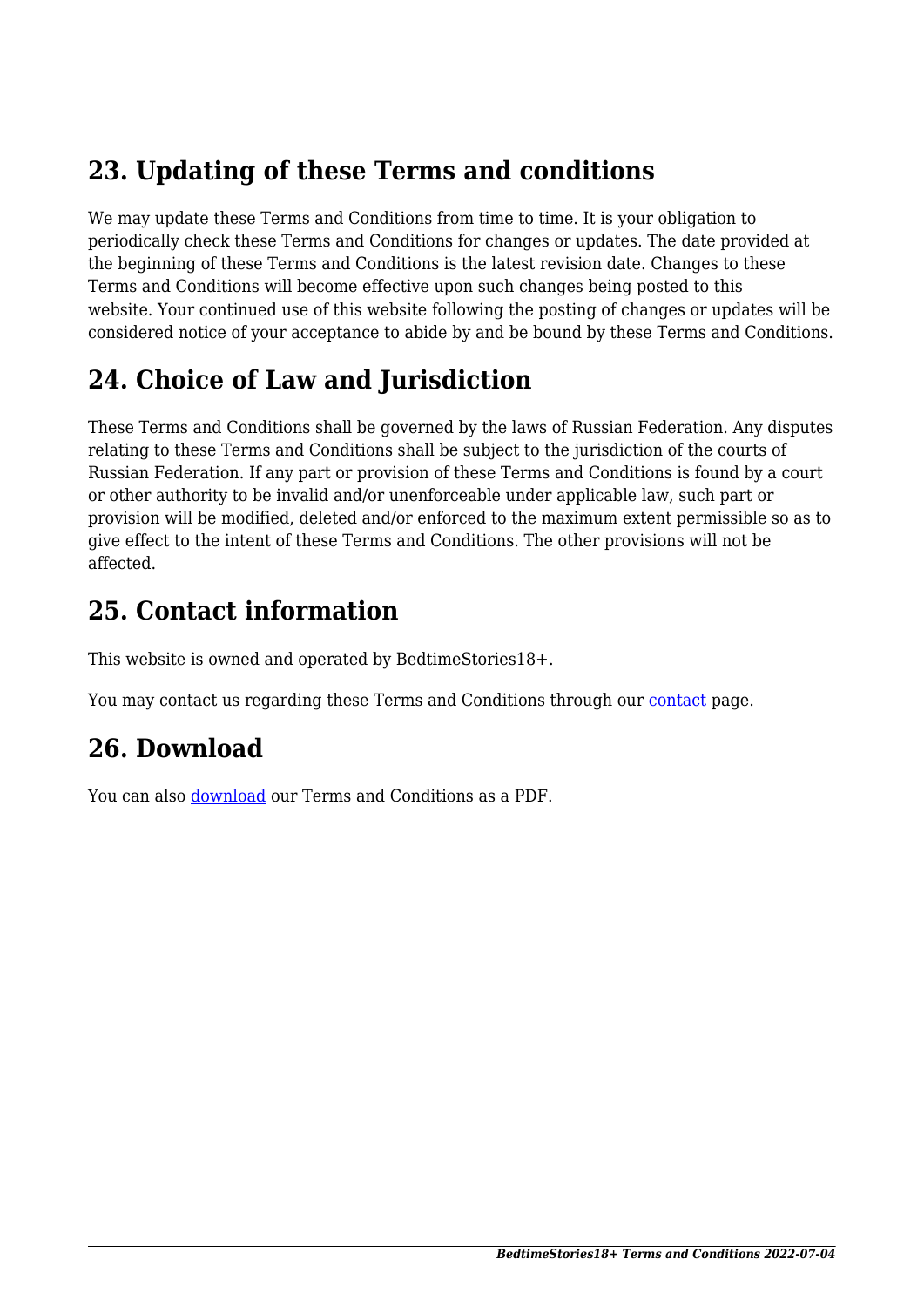## 23. Updating of these Terms and conditions

We may update these Terms and Conditions from time to time. It is your obligation to periodically check these Terms and Conditions for changes or updates. The date provided at the beginning of these Terms and Conditions is the latest revision date. Changes to these Terms and Conditions will become effective upon such changes being posted to this website. Your continued use of this website following the posting of changes or updates will be considered notice of your acceptance to abide by and be bound by these Terms and Conditions.

## 24. Choice of Law and Jurisdiction

These Terms and Conditions shall be governed by the laws of Russian Federation. Any disputes relating to these Terms and Conditions shall be subject to the jurisdiction of the courts of Russian Federation. If any part or provision of these Terms and Conditions is found by a court or other authority to be invalid and/or unenforceable under applicable law, such part or provision will be modified, deleted and/or enforced to the maximum extent permissible so as to give effect to the intent of these Terms and Conditions. The other provisions will not be affected.

## 25. Contact information

This website is owned and operated by BedtimeStories18+.

You may contact us regarding these Terms and Conditions through our contact page.

## 26. Download

You can also download our Terms and Conditions as a PDF.